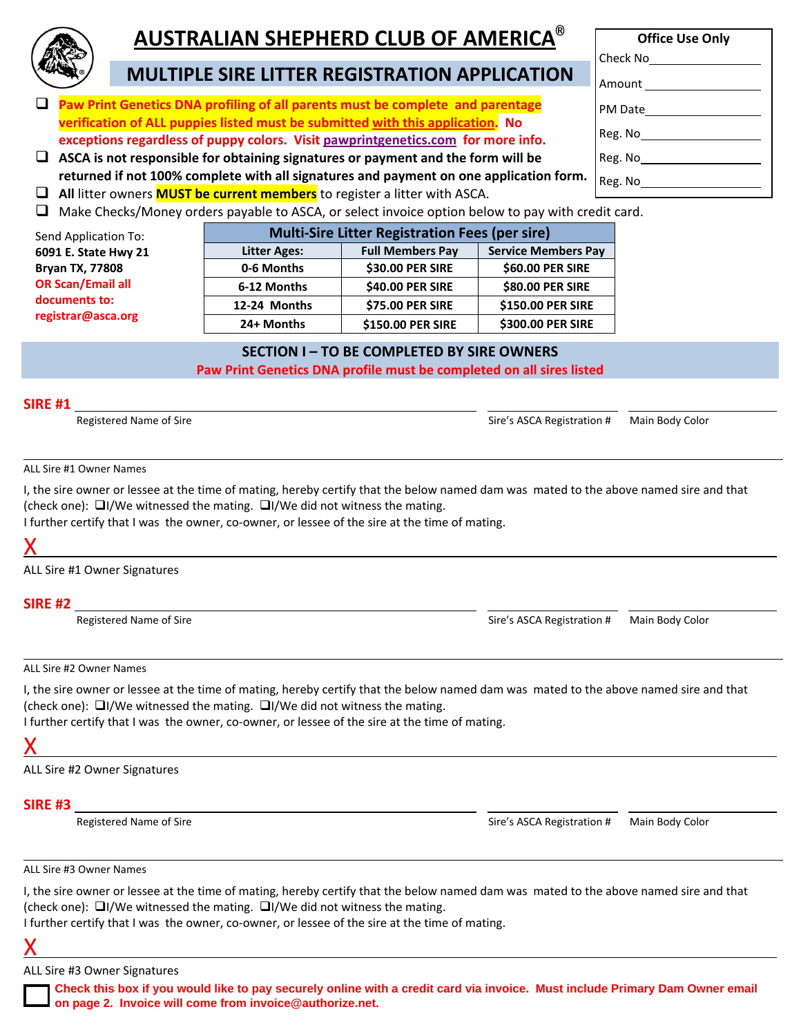# AUSTRALIAN SHEPHERD CLUB OF AMERICA®

## MULTIPLE SIRE LITTER REGISTRATION APPLICATION

**Office Use Only**

Check No\_\_\_\_\_\_\_\_\_\_\_\_\_\_\_\_\_\_

Amount \_\_\_\_\_\_\_\_\_\_\_\_\_\_\_\_\_\_

PM Date\_\_\_\_\_\_\_\_\_\_\_\_\_\_\_\_\_\_

Reg. No\_\_\_\_\_\_\_\_\_\_\_\_\_\_\_\_\_\_

Reg. No\_\_\_\_\_\_\_\_\_\_\_\_\_\_\_\_\_\_

Reg. No\_\_\_\_\_\_\_\_\_\_\_\_\_\_\_\_\_\_

- ❑ **Paw Print Genetics DNA profiling of all parents must be complete and parentage verification of ALL puppies listed must be submitted with this application. No exceptions regardless of puppy colors. Visit pawprintgenetics.com for more info.**
- ❑ **ASCA is not responsible for obtaining signatures or payment and the form will be returned if not 100% complete with all signatures and payment on one application form.**
- ❑ **All** litter owners **MUST be current members** to register a litter with ASCA.
- ❑ Make Checks/Money orders payable to ASCA, or select invoice option below to pay with credit card.

Send Application To:
**6091 E. State Hwy 21**
**Bryan TX, 77808**
**OR Scan/Email all documents to:**
**registrar@asca.org**

| Multi-Sire Litter Registration Fees (per sire) | | |
|---|---|---|
| **Litter Ages:** | **Full Members Pay** | **Service Members Pay** |
| **0-6 Months** | **$30.00 PER SIRE** | **$60.00 PER SIRE** |
| **6-12 Months** | **$40.00 PER SIRE** | **$80.00 PER SIRE** |
| **12-24 Months** | **$75.00 PER SIRE** | **$150.00 PER SIRE** |
| **24+ Months** | **$150.00 PER SIRE** | **$300.00 PER SIRE** |

## SECTION I – TO BE COMPLETED BY SIRE OWNERS

**Paw Print Genetics DNA profile must be completed on all sires listed**

**SIRE #1** \_\_\_\_\_\_\_\_\_\_\_\_\_\_\_\_\_\_\_\_\_\_\_\_\_\_\_\_\_\_\_\_\_\_\_\_\_\_\_\_ \_\_\_\_\_\_\_\_\_\_\_\_\_\_\_\_\_\_ \_\_\_\_\_\_\_\_\_\_\_\_\_\_\_\_\_\_

Registered Name of Sire | Sire's ASCA Registration # | Main Body Color

\_\_\_\_\_\_\_\_\_\_\_\_\_\_\_\_\_\_\_\_\_\_\_\_\_\_\_\_\_\_\_\_\_\_\_\_\_\_\_\_\_\_\_\_\_\_\_\_\_\_\_\_\_\_\_\_\_\_\_\_

ALL Sire #1 Owner Names

I, the sire owner or lessee at the time of mating, hereby certify that the below named dam was mated to the above named sire and that (check one): ❑I/We witnessed the mating. ❑I/We did not witness the mating.
I further certify that I was the owner, co-owner, or lessee of the sire at the time of mating.

X\_\_\_\_\_\_\_\_\_\_\_\_\_\_\_\_\_\_\_\_\_\_\_\_\_\_\_\_\_\_\_\_\_\_\_\_\_\_\_\_\_\_\_\_\_\_\_\_\_\_\_\_\_\_\_\_\_\_\_\_

ALL Sire #1 Owner Signatures

**SIRE #2** \_\_\_\_\_\_\_\_\_\_\_\_\_\_\_\_\_\_\_\_\_\_\_\_\_\_\_\_\_\_\_\_\_\_\_\_\_\_\_\_ \_\_\_\_\_\_\_\_\_\_\_\_\_\_\_\_\_\_ \_\_\_\_\_\_\_\_\_\_\_\_\_\_\_\_\_\_

Registered Name of Sire | Sire's ASCA Registration # | Main Body Color

\_\_\_\_\_\_\_\_\_\_\_\_\_\_\_\_\_\_\_\_\_\_\_\_\_\_\_\_\_\_\_\_\_\_\_\_\_\_\_\_\_\_\_\_\_\_\_\_\_\_\_\_\_\_\_\_\_\_\_\_

ALL Sire #2 Owner Names

I, the sire owner or lessee at the time of mating, hereby certify that the below named dam was mated to the above named sire and that (check one): ❑I/We witnessed the mating. ❑I/We did not witness the mating.
I further certify that I was the owner, co-owner, or lessee of the sire at the time of mating.

X\_\_\_\_\_\_\_\_\_\_\_\_\_\_\_\_\_\_\_\_\_\_\_\_\_\_\_\_\_\_\_\_\_\_\_\_\_\_\_\_\_\_\_\_\_\_\_\_\_\_\_\_\_\_\_\_\_\_\_\_

ALL Sire #2 Owner Signatures

**SIRE #3** \_\_\_\_\_\_\_\_\_\_\_\_\_\_\_\_\_\_\_\_\_\_\_\_\_\_\_\_\_\_\_\_\_\_\_\_\_\_\_\_ \_\_\_\_\_\_\_\_\_\_\_\_\_\_\_\_\_\_ \_\_\_\_\_\_\_\_\_\_\_\_\_\_\_\_\_\_

Registered Name of Sire | Sire's ASCA Registration # | Main Body Color

\_\_\_\_\_\_\_\_\_\_\_\_\_\_\_\_\_\_\_\_\_\_\_\_\_\_\_\_\_\_\_\_\_\_\_\_\_\_\_\_\_\_\_\_\_\_\_\_\_\_\_\_\_\_\_\_\_\_\_\_

ALL Sire #3 Owner Names

I, the sire owner or lessee at the time of mating, hereby certify that the below named dam was mated to the above named sire and that (check one): ❑I/We witnessed the mating. ❑I/We did not witness the mating.
I further certify that I was the owner, co-owner, or lessee of the sire at the time of mating.

X\_\_\_\_\_\_\_\_\_\_\_\_\_\_\_\_\_\_\_\_\_\_\_\_\_\_\_\_\_\_\_\_\_\_\_\_\_\_\_\_\_\_\_\_\_\_\_\_\_\_\_\_\_\_\_\_\_\_\_\_

ALL Sire #3 Owner Signatures

❑ **Check this box if you would like to pay securely online with a credit card via invoice. Must include Primary Dam Owner email on page 2. Invoice will come from invoice@authorize.net.**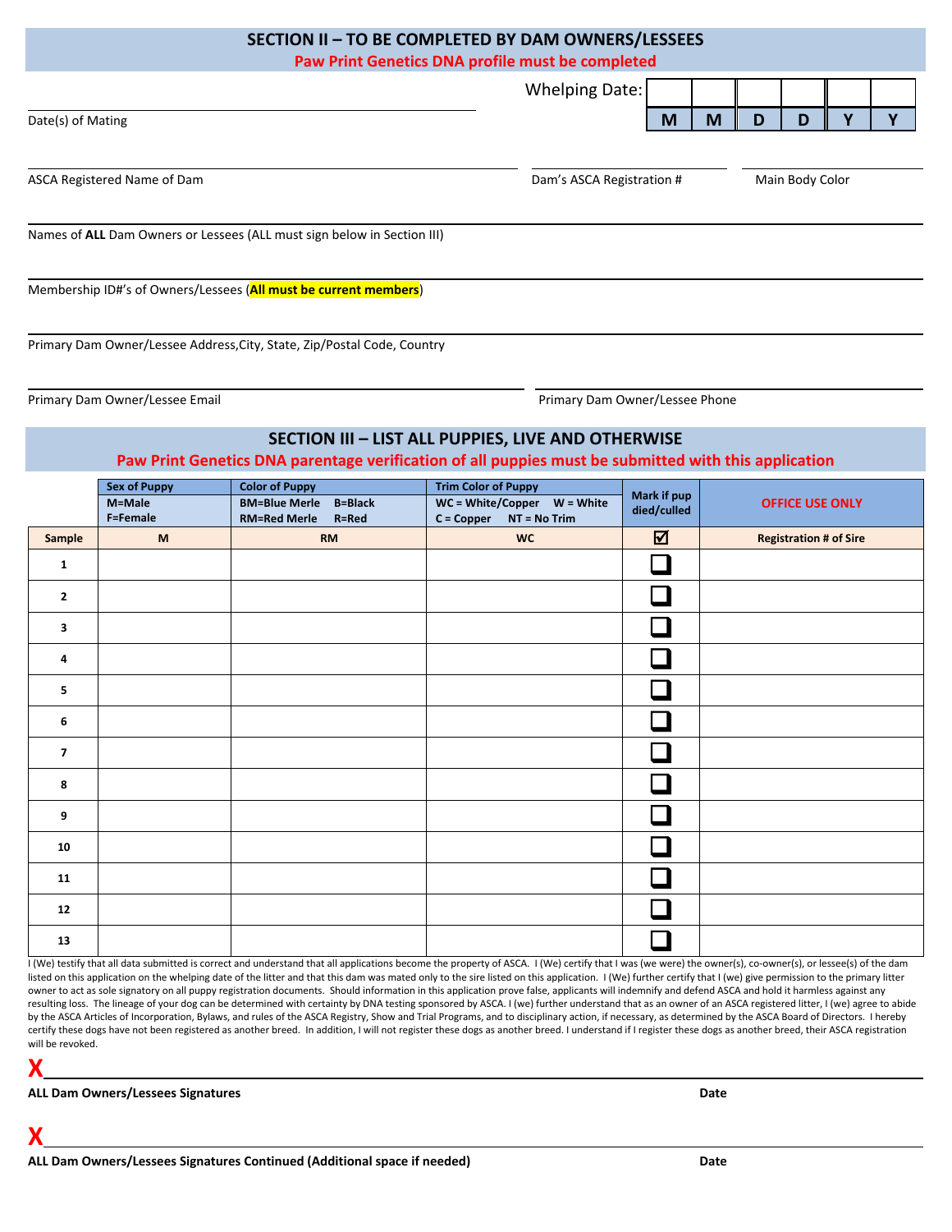## SECTION II – TO BE COMPLETED BY DAM OWNERS/LESSEES

**Paw Print Genetics DNA profile must be completed**

Date(s) of Mating ______________________

Whelping Date:

| M | M | D | D | Y | Y |
|---|---|---|---|---|---|

ASCA Registered Name of Dam ______________________ Dam's ASCA Registration # ______________ Main Body Color ______________

Names of **ALL** Dam Owners or Lessees (ALL must sign below in Section III) ______________________

Membership ID#'s of Owners/Lessees (**All must be current members**) ______________________

Primary Dam Owner/Lessee Address,City, State, Zip/Postal Code, Country ______________________

Primary Dam Owner/Lessee Email ______________________ Primary Dam Owner/Lessee Phone ______________________

## SECTION III – LIST ALL PUPPIES, LIVE AND OTHERWISE

**Paw Print Genetics DNA parentage verification of all puppies must be submitted with this application**

| | Sex of Puppy<br>M=Male<br>F=Female | Color of Puppy<br>BM=Blue Merle B=Black<br>RM=Red Merle R=Red | Trim Color of Puppy<br>WC = White/Copper W = White<br>C = Copper NT = No Trim | Mark if pup died/culled | OFFICE USE ONLY |
|---|---|---|---|---|---|
| Sample | M | RM | WC | ☑ | Registration # of Sire |
| 1 | | | | ☐ | |
| 2 | | | | ☐ | |
| 3 | | | | ☐ | |
| 4 | | | | ☐ | |
| 5 | | | | ☐ | |
| 6 | | | | ☐ | |
| 7 | | | | ☐ | |
| 8 | | | | ☐ | |
| 9 | | | | ☐ | |
| 10 | | | | ☐ | |
| 11 | | | | ☐ | |
| 12 | | | | ☐ | |
| 13 | | | | ☐ | |

I (We) testify that all data submitted is correct and understand that all applications become the property of ASCA. I (We) certify that I was (we were) the owner(s), co-owner(s), or lessee(s) of the dam listed on this application on the whelping date of the litter and that this dam was mated only to the sire listed on this application. I (We) further certify that I (we) give permission to the primary litter owner to act as sole signatory on all puppy registration documents. Should information in this application prove false, applicants will indemnify and defend ASCA and hold it harmless against any resulting loss. The lineage of your dog can be determined with certainty by DNA testing sponsored by ASCA. I (we) further understand that as an owner of an ASCA registered litter, I (we) agree to abide by the ASCA Articles of Incorporation, Bylaws, and rules of the ASCA Registry, Show and Trial Programs, and to disciplinary action, if necessary, as determined by the ASCA Board of Directors. I hereby certify these dogs have not been registered as another breed. In addition, I will not register these dogs as another breed. I understand if I register these dogs as another breed, their ASCA registration will be revoked.

X ______________________________________________

**ALL Dam Owners/Lessees Signatures** **Date**

X ______________________________________________

**ALL Dam Owners/Lessees Signatures Continued (Additional space if needed)** **Date**